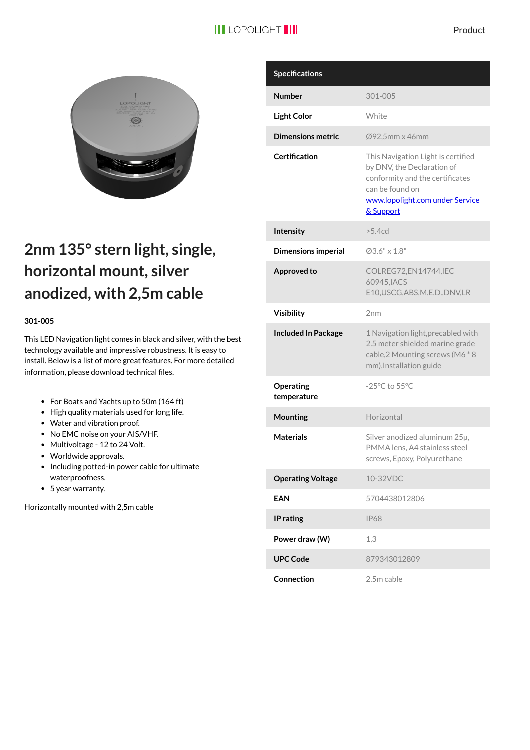# 2nm 135° stern light, single, horizontal mount, silver anodized, with 2,5m cable

**301-005**

This LED Navigation light comes in black and silver, with the best technology available and impressive robustness. It is easy to install. Below is a list of more great features. For more detailed information, please download technical files.

- For Boats and Yachts up to 50m (164 ft)
- High quality materials used for long life.
- Water and vibration proof.
- No EMC noise on your AIS/VHF.
- Multivoltage - 12 to 24 Volt.
- Worldwide approvals.
- Including potted-in power cable for ultimate waterproofness.
- 5 year warranty.

Horizontally mounted with 2,5m cable

| Specifications | |
|---|---|
| **Number** | 301-005 |
| **Light Color** | White |
| **Dimensions metric** | Ø92,5mm x 46mm |
| **Certification** | This Navigation Light is certified by DNV, the Declaration of conformity and the certificates can be found on www.lopolight.com under Service & Support |
| **Intensity** | >5.4cd |
| **Dimensions imperial** | Ø3.6" x 1.8" |
| **Approved to** | COLREG72,EN14744,IEC 60945,IACS E10,USCG,ABS,M.E.D.,DNV,LR |
| **Visibility** | 2nm |
| **Included In Package** | 1 Navigation light,precabled with 2.5 meter shielded marine grade cable,2 Mounting screws (M6 * 8 mm),Installation guide |
| **Operating temperature** | -25°C to 55°C |
| **Mounting** | Horizontal |
| **Materials** | Silver anodized aluminum 25µ, PMMA lens, A4 stainless steel screws, Epoxy, Polyurethane |
| **Operating Voltage** | 10-32VDC |
| **EAN** | 5704438012806 |
| **IP rating** | IP68 |
| **Power draw (W)** | 1,3 |
| **UPC Code** | 879343012809 |
| **Connection** | 2.5m cable |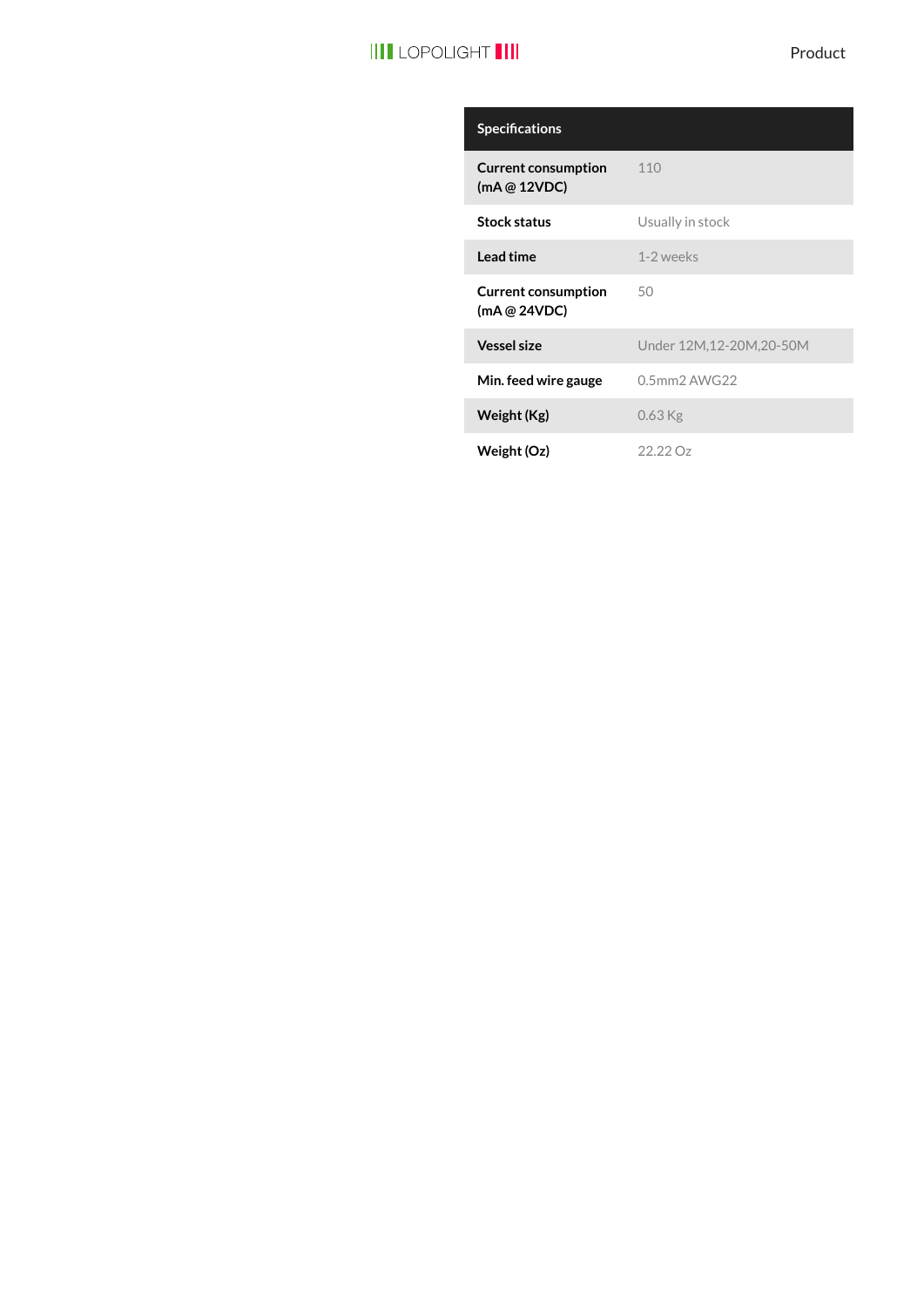| Specifications | |
| --- | --- |
| **Current consumption (mA @ 12VDC)** | 110 |
| **Stock status** | Usually in stock |
| **Lead time** | 1-2 weeks |
| **Current consumption (mA @ 24VDC)** | 50 |
| **Vessel size** | Under 12M,12-20M,20-50M |
| **Min. feed wire gauge** | 0.5mm2 AWG22 |
| **Weight (Kg)** | 0.63 Kg |
| **Weight (Oz)** | 22.22 Oz |